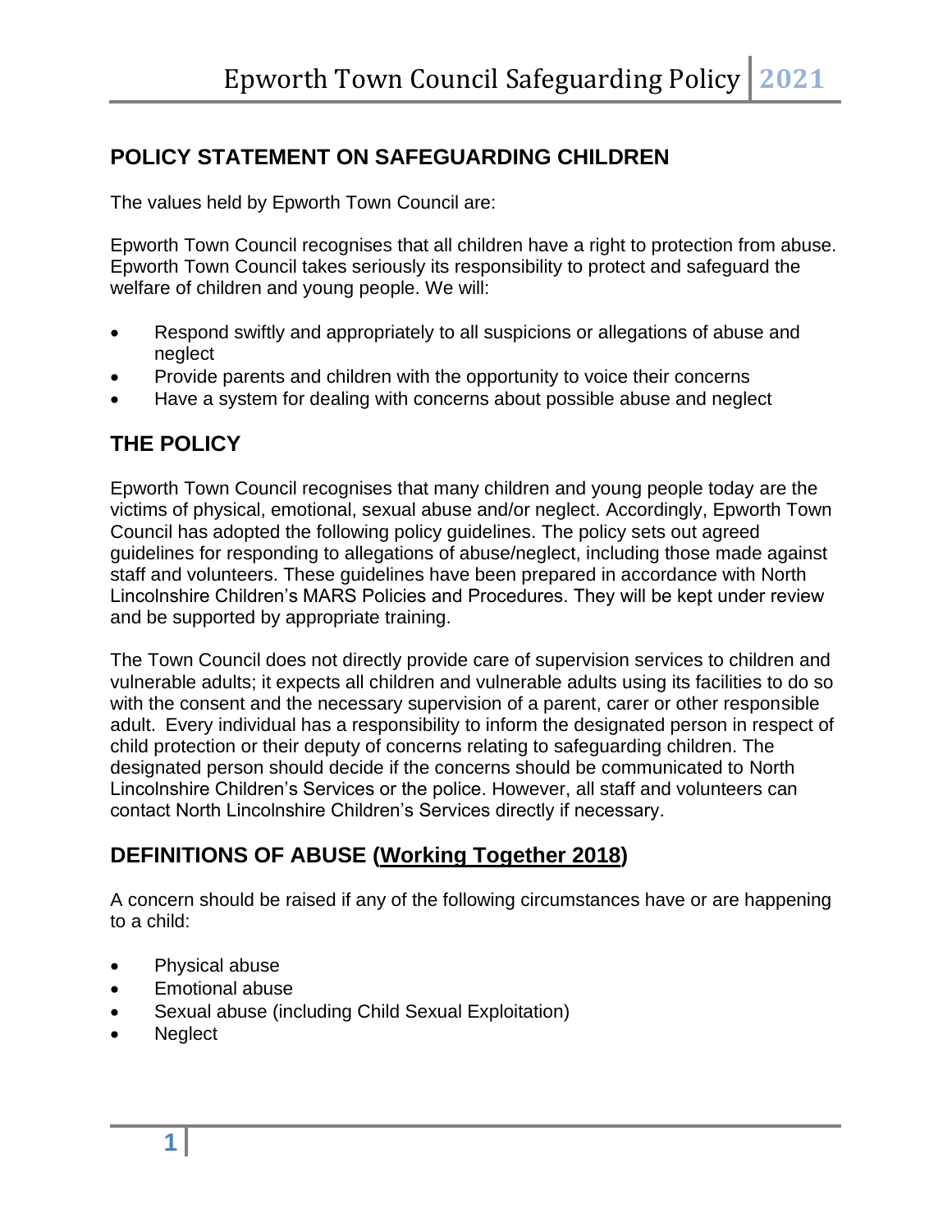## POLICY STATEMENT ON SAFEGUARDING CHILDREN

The values held by Epworth Town Council are:

Epworth Town Council recognises that all children have a right to protection from abuse. Epworth Town Council takes seriously its responsibility to protect and safeguard the welfare of children and young people. We will:

- Respond swiftly and appropriately to all suspicions or allegations of abuse and neglect
- Provide parents and children with the opportunity to voice their concerns
- Have a system for dealing with concerns about possible abuse and neglect

## THE POLICY

Epworth Town Council recognises that many children and young people today are the victims of physical, emotional, sexual abuse and/or neglect. Accordingly, Epworth Town Council has adopted the following policy guidelines. The policy sets out agreed guidelines for responding to allegations of abuse/neglect, including those made against staff and volunteers. These guidelines have been prepared in accordance with North Lincolnshire Children's MARS Policies and Procedures. They will be kept under review and be supported by appropriate training.

The Town Council does not directly provide care of supervision services to children and vulnerable adults; it expects all children and vulnerable adults using its facilities to do so with the consent and the necessary supervision of a parent, carer or other responsible adult. Every individual has a responsibility to inform the designated person in respect of child protection or their deputy of concerns relating to safeguarding children. The designated person should decide if the concerns should be communicated to North Lincolnshire Children's Services or the police. However, all staff and volunteers can contact North Lincolnshire Children's Services directly if necessary.

## DEFINITIONS OF ABUSE (Working Together 2018)

A concern should be raised if any of the following circumstances have or are happening to a child:

- Physical abuse
- Emotional abuse
- Sexual abuse (including Child Sexual Exploitation)
- Neglect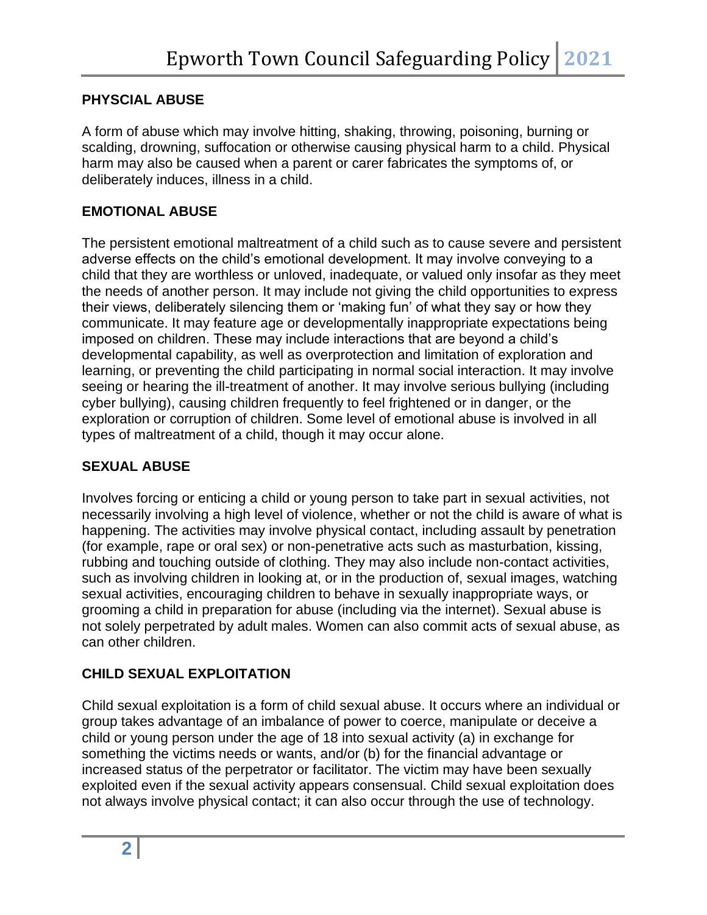## PHYSCIAL ABUSE

A form of abuse which may involve hitting, shaking, throwing, poisoning, burning or scalding, drowning, suffocation or otherwise causing physical harm to a child. Physical harm may also be caused when a parent or carer fabricates the symptoms of, or deliberately induces, illness in a child.

## EMOTIONAL ABUSE

The persistent emotional maltreatment of a child such as to cause severe and persistent adverse effects on the child's emotional development. It may involve conveying to a child that they are worthless or unloved, inadequate, or valued only insofar as they meet the needs of another person. It may include not giving the child opportunities to express their views, deliberately silencing them or 'making fun' of what they say or how they communicate. It may feature age or developmentally inappropriate expectations being imposed on children. These may include interactions that are beyond a child's developmental capability, as well as overprotection and limitation of exploration and learning, or preventing the child participating in normal social interaction. It may involve seeing or hearing the ill-treatment of another. It may involve serious bullying (including cyber bullying), causing children frequently to feel frightened or in danger, or the exploration or corruption of children. Some level of emotional abuse is involved in all types of maltreatment of a child, though it may occur alone.

## SEXUAL ABUSE

Involves forcing or enticing a child or young person to take part in sexual activities, not necessarily involving a high level of violence, whether or not the child is aware of what is happening. The activities may involve physical contact, including assault by penetration (for example, rape or oral sex) or non-penetrative acts such as masturbation, kissing, rubbing and touching outside of clothing. They may also include non-contact activities, such as involving children in looking at, or in the production of, sexual images, watching sexual activities, encouraging children to behave in sexually inappropriate ways, or grooming a child in preparation for abuse (including via the internet). Sexual abuse is not solely perpetrated by adult males. Women can also commit acts of sexual abuse, as can other children.

## CHILD SEXUAL EXPLOITATION

Child sexual exploitation is a form of child sexual abuse. It occurs where an individual or group takes advantage of an imbalance of power to coerce, manipulate or deceive a child or young person under the age of 18 into sexual activity (a) in exchange for something the victims needs or wants, and/or (b) for the financial advantage or increased status of the perpetrator or facilitator. The victim may have been sexually exploited even if the sexual activity appears consensual. Child sexual exploitation does not always involve physical contact; it can also occur through the use of technology.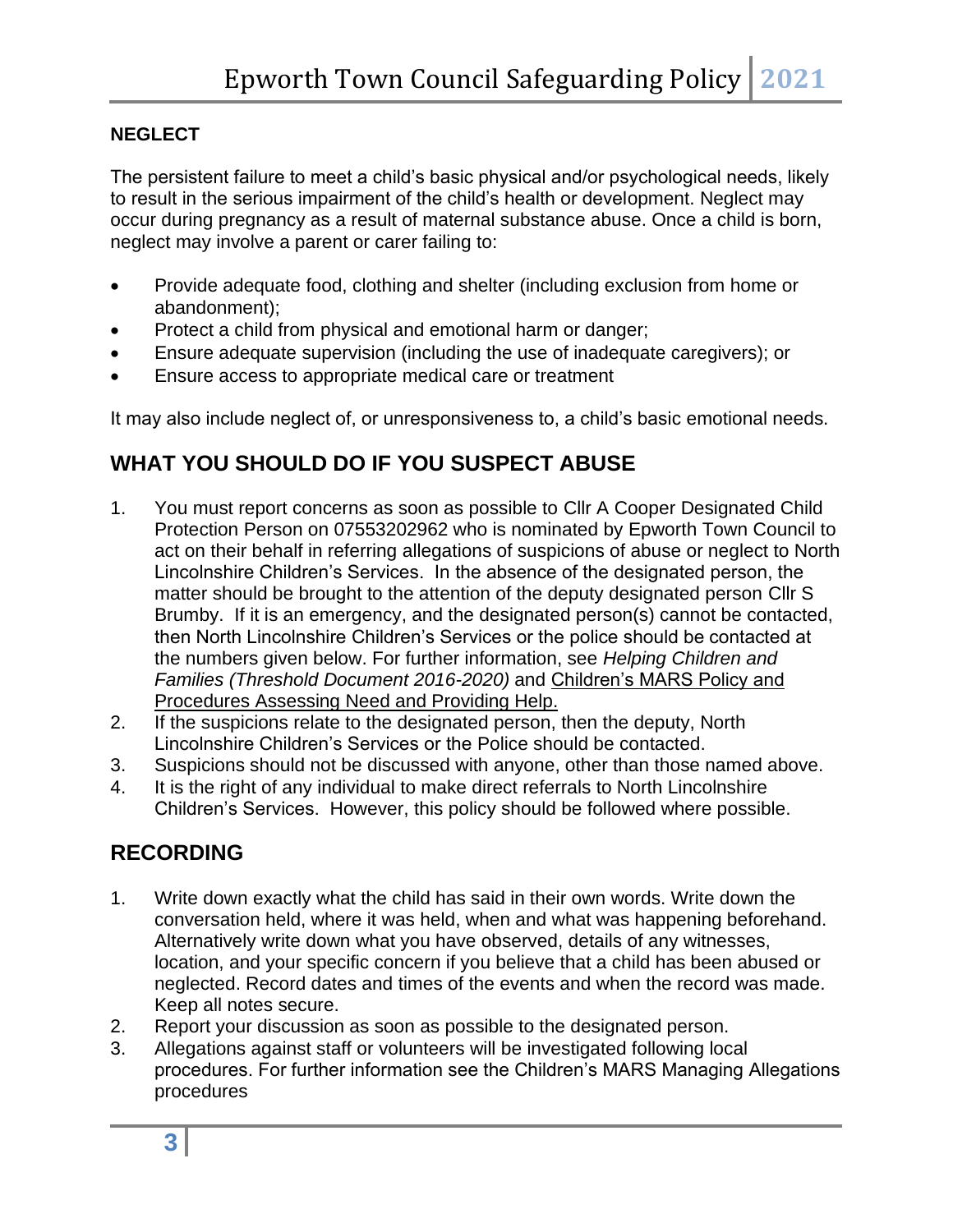### NEGLECT

The persistent failure to meet a child's basic physical and/or psychological needs, likely to result in the serious impairment of the child's health or development. Neglect may occur during pregnancy as a result of maternal substance abuse. Once a child is born, neglect may involve a parent or carer failing to:

- Provide adequate food, clothing and shelter (including exclusion from home or abandonment);
- Protect a child from physical and emotional harm or danger;
- Ensure adequate supervision (including the use of inadequate caregivers); or
- Ensure access to appropriate medical care or treatment

It may also include neglect of, or unresponsiveness to, a child's basic emotional needs.

## WHAT YOU SHOULD DO IF YOU SUSPECT ABUSE

1. You must report concerns as soon as possible to Cllr A Cooper Designated Child Protection Person on 07553202962 who is nominated by Epworth Town Council to act on their behalf in referring allegations of suspicions of abuse or neglect to North Lincolnshire Children's Services. In the absence of the designated person, the matter should be brought to the attention of the deputy designated person Cllr S Brumby. If it is an emergency, and the designated person(s) cannot be contacted, then North Lincolnshire Children's Services or the police should be contacted at the numbers given below. For further information, see *Helping Children and Families (Threshold Document 2016-2020)* and Children's MARS Policy and Procedures Assessing Need and Providing Help.
2. If the suspicions relate to the designated person, then the deputy, North Lincolnshire Children's Services or the Police should be contacted.
3. Suspicions should not be discussed with anyone, other than those named above.
4. It is the right of any individual to make direct referrals to North Lincolnshire Children's Services. However, this policy should be followed where possible.

## RECORDING

1. Write down exactly what the child has said in their own words. Write down the conversation held, where it was held, when and what was happening beforehand. Alternatively write down what you have observed, details of any witnesses, location, and your specific concern if you believe that a child has been abused or neglected. Record dates and times of the events and when the record was made. Keep all notes secure.
2. Report your discussion as soon as possible to the designated person.
3. Allegations against staff or volunteers will be investigated following local procedures. For further information see the Children's MARS Managing Allegations procedures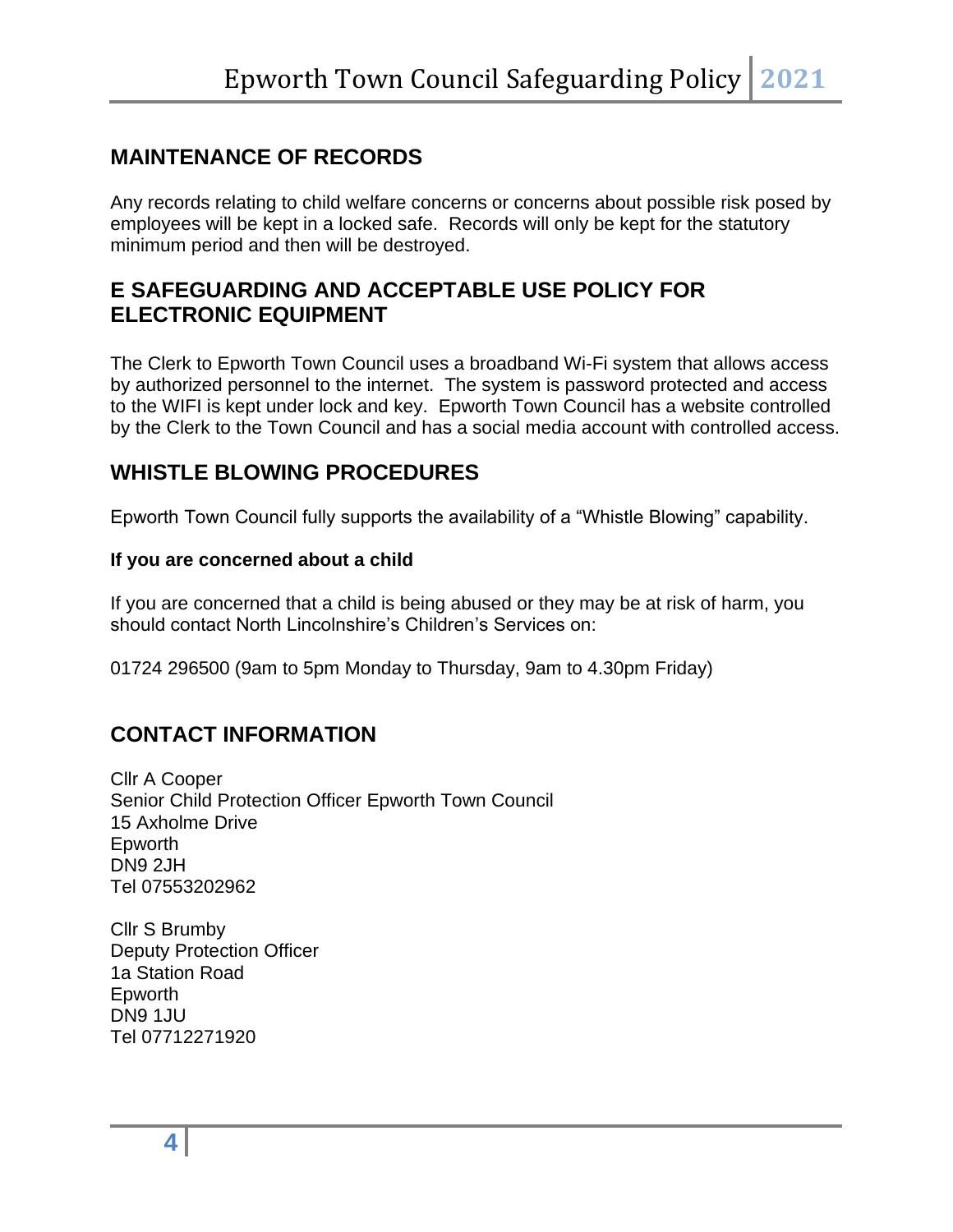## MAINTENANCE OF RECORDS

Any records relating to child welfare concerns or concerns about possible risk posed by employees will be kept in a locked safe. Records will only be kept for the statutory minimum period and then will be destroyed.

## E SAFEGUARDING AND ACCEPTABLE USE POLICY FOR ELECTRONIC EQUIPMENT

The Clerk to Epworth Town Council uses a broadband Wi-Fi system that allows access by authorized personnel to the internet. The system is password protected and access to the WIFI is kept under lock and key. Epworth Town Council has a website controlled by the Clerk to the Town Council and has a social media account with controlled access.

## WHISTLE BLOWING PROCEDURES

Epworth Town Council fully supports the availability of a "Whistle Blowing" capability.

**If you are concerned about a child**

If you are concerned that a child is being abused or they may be at risk of harm, you should contact North Lincolnshire's Children's Services on:

01724 296500 (9am to 5pm Monday to Thursday, 9am to 4.30pm Friday)

## CONTACT INFORMATION

Cllr A Cooper
Senior Child Protection Officer Epworth Town Council
15 Axholme Drive
Epworth
DN9 2JH
Tel 07553202962

Cllr S Brumby
Deputy Protection Officer
1a Station Road
Epworth
DN9 1JU
Tel 07712271920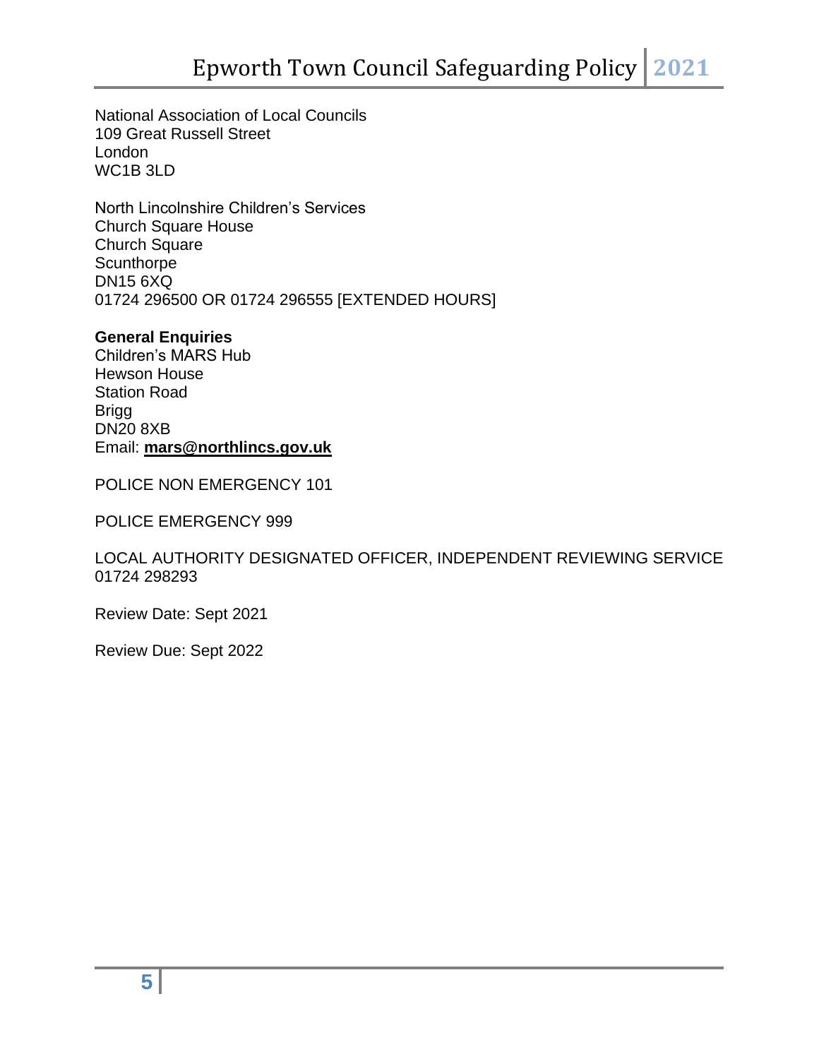National Association of Local Councils
109 Great Russell Street
London
WC1B 3LD

North Lincolnshire Children's Services
Church Square House
Church Square
Scunthorpe
DN15 6XQ
01724 296500 OR 01724 296555 [EXTENDED HOURS]

**General Enquiries**
Children's MARS Hub
Hewson House
Station Road
Brigg
DN20 8XB
Email: **mars@northlincs.gov.uk**

POLICE NON EMERGENCY 101

POLICE EMERGENCY 999

LOCAL AUTHORITY DESIGNATED OFFICER, INDEPENDENT REVIEWING SERVICE
01724 298293

Review Date: Sept 2021

Review Due: Sept 2022